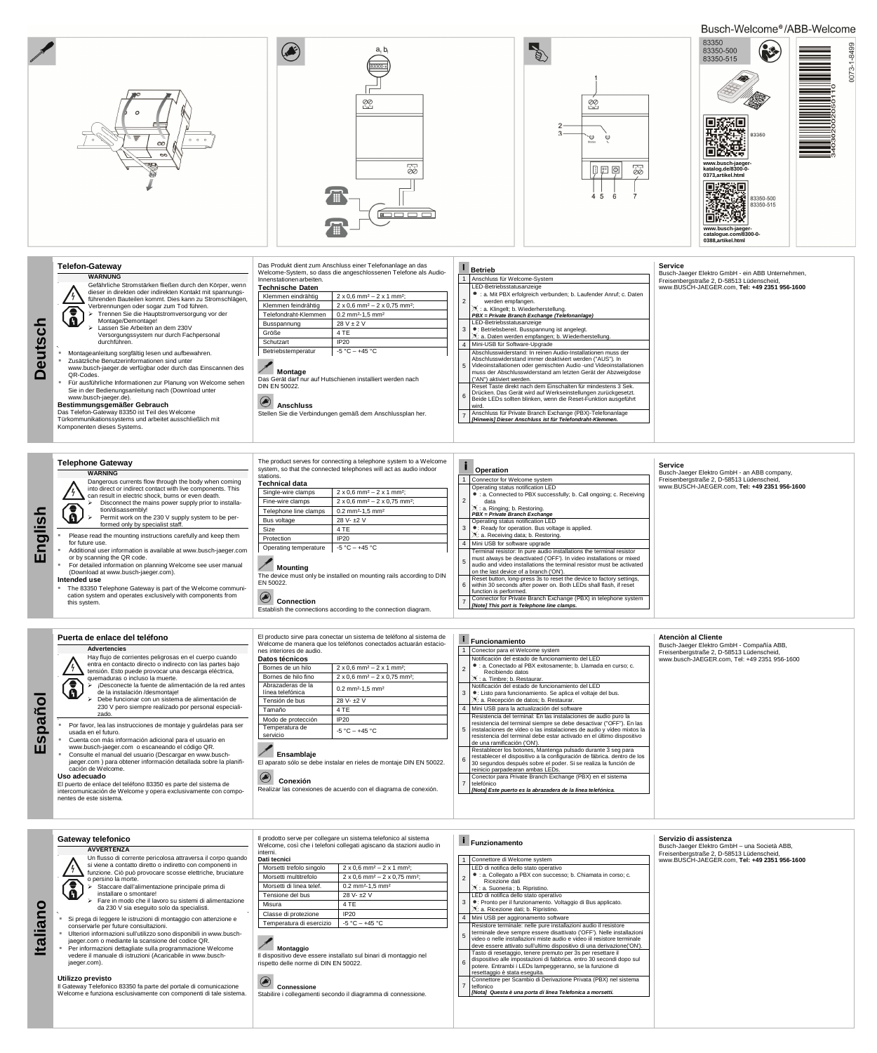Busch-Welcome®/ABB-Welcome

83350
83350-500
83350-515

www.busch-jaeger-katalog.de/8300-0-0373,artikel.html

83350

www.busch-jaeger-catalogue.com/8300-0-0388,artikel.html

83350-500
83350-515

0073-1-8499

# Deutsch

## Telefon-Gateway

**WARNUNG**

Gefährliche Stromstärken fließen durch den Körper, wenn dieser in direkten oder indirekten Kontakt mit spannungsführenden Bauteilen kommt. Dies kann zu Stromschlägen, Verbrennungen oder sogar zum Tod führen.

- Trennen Sie die Hauptstromversorgung vor der Montage/Demontage!
- Lassen Sie Arbeiten an dem 230V Versorgungssystem nur durch Fachpersonal durchführen.

- Montageanleitung sorgfältig lesen und aufbewahren.
- Zusätzliche Benutzerinformationen sind unter www.busch-jaeger.de verfügbar oder durch das Einscannen des QR-Codes.
- Für ausführliche Informationen zur Planung von Welcome sehen Sie in der Bedienungsanleitung nach (Download unter www.busch-jaeger.de).

**Bestimmungsgemäßer Gebrauch**

Das Telefon-Gateway 83350 ist Teil des Welcome Türkommunikationssystems und arbeitet ausschließlich mit Komponenten dieses Systems.

Das Produkt dient zum Anschluss einer Telefonanlage an das Welcome-System, so dass die angeschlossenen Telefone als Audio-Innenstationen arbeiten.

**Technische Daten**

| | |
|---|---|
| Klemmen eindrähtig | 2 x 0,6 mm² – 2 x 1 mm²; |
| Klemmen feindrähtig | 2 x 0,6 mm² – 2 x 0,75 mm²; |
| Telefondraht-Klemmen | 0.2 mm²-1,5 mm² |
| Busspannung | 28 V ± 2 V |
| Größe | 4 TE |
| Schutzart | IP20 |
| Betriebstemperatur | -5 °C – +45 °C |

**Montage**

Das Gerät darf nur auf Hutschienen installiert werden nach DIN EN 50022.

**Anschluss**

Stellen Sie die Verbindungen gemäß dem Anschlussplan her.

**Betrieb**

| | |
|---|---|
| 1 | Anschluss für Welcome-System |
| 2 | LED-Betriebsstatusanzeige<br>●: a. Mit PBX erfolgreich verbunden; b. Laufender Anruf; c. Daten werden empfangen.<br>☼: a. Klingelt; b. Wiederherstellung.<br>***PBX = Private Branch Exchange (Telefonanlage)*** |
| 3 | LED-Betriebsstatusanzeige<br>●: Betriebsbereit. Busspannung ist angelegt.<br>☼: a. Daten werden empfangen; b. Wiederherstellung. |
| 4 | Mini-USB für Software-Upgrade |
| 5 | Abschlusswiderstand: In reinen Audio-Installationen muss der Abschlusswiderstand immer deaktiviert werden ("AUS"). In Videoinstallationen oder gemischten Audio -und Videoinstallationen muss der Abschlusswiderstand am letzten Gerät der Abzweigdose ("AN") aktiviert werden. |
| 6 | Reset Taste direkt nach dem Einschalten für mindestens 3 Sek. Drücken. Das Gerät wird auf Werkseinstellungen zurückgesetzt. Beide LEDs sollten blinken, wenn die Reset-Funktion ausgeführt wird. |
| 7 | Anschluss für Private Branch Exchange (PBX)-Telefonanlage<br>***[Hinweis] Dieser Anschluss ist für Telefondraht-Klemmen.*** |

**Service**

Busch-Jaeger Elektro GmbH - ein ABB Unternehmen, Freisenbergstraße 2, D-58513 Lüdenscheid, www.BUSCH-JAEGER.com, **Tel: +49 2351 956-1600**

# English

## Telephone Gateway

**WARNING**

Dangerous currents flow through the body when coming into direct or indirect contact with live components. This can result in electric shock, burns or even death.

- Disconnect the mains power supply prior to installation/disassembly!
- Permit work on the 230 V supply system to be performed only by specialist staff.

- Please read the mounting instructions carefully and keep them for future use.
- Additional user information is available at www.busch-jaeger.com or by scanning the QR code.
- For detailed information on planning Welcome see user manual (Download at www.busch-jaeger.com).

**Intended use**

- The 83350 Telephone Gateway is part of the Welcome communication system and operates exclusively with components from this system.

The product serves for connecting a telephone system to a Welcome system, so that the connected telephones will act as audio indoor stations.

**Technical data**

| | |
|---|---|
| Single-wire clamps | 2 x 0,6 mm² – 2 x 1 mm²; |
| Fine-wire clamps | 2 x 0,6 mm² – 2 x 0,75 mm²; |
| Telephone line clamps | 0.2 mm²-1,5 mm² |
| Bus voltage | 28 V- ±2 V |
| Size | 4 TE |
| Protection | IP20 |
| Operating temperature | -5 °C – +45 °C |

**Mounting**

The device must only be installed on mounting rails according to DIN EN 50022.

**Connection**

Establish the connections according to the connection diagram.

**Operation**

| | |
|---|---|
| 1 | Connector for Welcome system |
| 2 | Operating status notification LED<br>●: a. Connected to PBX successfully; b. Call ongoing; c. Receiving data<br>☼: a. Ringing; b. Restoring.<br>***PBX = Private Branch Exchange*** |
| 3 | Operating status notification LED<br>●: Ready for operation. Bus voltage is applied.<br>☼: a. Receiving data; b. Restoring. |
| 4 | Mini USB for software upgrade |
| 5 | Terminal resistor: In pure audio installations the terminal resistor must always be deactivated ('OFF'). In video installations or mixed audio and video installations the terminal resistor must be activated on the last device of a branch ('ON'). |
| 6 | Reset button, long-press 3s to reset the device to factory settings, within 30 seconds after power on. Both LEDs shall flash, if reset function is performed. |
| 7 | Connector for Private Branch Exchange (PBX) in telephone system<br>***[Note] This port is Telephone line clamps.*** |

**Service**

Busch-Jaeger Elektro GmbH - an ABB company, Freisenbergstraße 2, D-58513 Lüdenscheid, www.BUSCH-JAEGER.com, **Tel: +49 2351 956-1600**

# Español

## Puerta de enlace del teléfono

**Advertencias**

Hay flujo de corrientes peligrosas en el cuerpo cuando entra en contacto directo o indirecto con las partes bajo tensión. Esto puede provocar una descarga eléctrica, quemaduras o incluso la muerte.

- ¡Desconecte la fuente de alimentación de la red antes de la instalación /desmontaje!
- Debe funcionar con un sistema de alimentación de 230 V pero siempre realizado por personal especializado.

- Por favor, lea las instrucciones de montaje y guárdelas para ser usada en el futuro.
- Cuenta con más información adicional para el usuario en www.busch-jaeger.com o escaneando el código QR.
- Consulte el manual del usuario (Descargar en www.busch-jaeger.com ) para obtener información detallada sobre la planificación de Welcome.

**Uso adecuado**

El puerto de enlace del teléfono 83350 es parte del sistema de intercomunicación de Welcome y opera exclusivamente con componentes de este sistema.

El producto sirve para conectar un sistema de teléfono al sistema de Welcome de manera que los teléfonos conectados actuarán estaciones interiores de audio.

**Datos técnicos**

| | |
|---|---|
| Bornes de un hilo | 2 x 0,6 mm² – 2 x 1 mm²; |
| Bornes de hilo fino | 2 x 0,6 mm² – 2 x 0,75 mm²; |
| Abrazaderas de la línea telefónica | 0.2 mm²-1,5 mm² |
| Tensión de bus | 28 V- ±2 V |
| Tamaño | 4 TE |
| Modo de protección | IP20 |
| Temperatura de servicio | -5 °C – +45 °C |

**Ensamblaje**

El aparato sólo se debe instalar en rieles de montaje DIN EN 50022.

**Conexión**

Realizar las conexiones de acuerdo con el diagrama de conexión.

**Funcionamiento**

| | |
|---|---|
| 1 | Conector para el Welcome system |
| 2 | Notificación del estado de funcionamiento del LED<br>●: a. Conectado al PBX exitosamente; b. Llamada en curso; c. Recibiendo datos<br>☼: a. Timbre; b. Restaurar. |
| 3 | Notificación del estado de funcionamiento del LED<br>●: Listo para funcionamiento. Se aplica el voltaje del bus.<br>☼: a. Recepción de datos; b. Restaurar. |
| 4 | Mini USB para la actualización del software |
| 5 | Resistencia del terminal: En las instalaciones de audio puro la resistencia del terminal siempre se debe desactivar ("OFF"). En las instalaciones de vídeo o las instalaciones de audio y vídeo mixtos la resistencia del terminal debe estar activado en el último dispositivo de una ramificación ('ON'). |
| 6 | Restablecer los botones, Mantenga pulsado durante 3 seg para restablecer el dispositivo a la configuración de fábrica. dentro de los 30 segundos después sobre el poder. Si se realiza la función de reinicio parpadearan ambas LEDs. |
| 7 | Conector para Private Branch Exchange (PBX) en el sistema telefónico<br>***[Nota] Este puerto es la abrazadera de la línea telefónica.*** |

**Atención al Cliente**

Busch-Jaeger Elektro GmbH - Compañía ABB, Freisenbergstraße 2, D-58513 Lüdenscheid, www.busch-JAEGER.com, Tel: +49 2351 956-1600

# Italiano

## Gateway telefonico

**AVVERTENZA**

Un flusso di corrente pericolosa attraversa il corpo quando si viene a contatto diretto o indiretto con componenti in funzione. Ciò può provocare scosse elettriche, bruciature o persino la morte.

- Staccare dall'alimentazione principale prima di installare o smontare!
- Fare in modo che il lavoro su sistemi di alimentazione da 230 V sia eseguito solo da specialisti.

- Si prega di leggere le istruzioni di montaggio con attenzione e conservarle per future consultazioni.
- Ulteriori informazioni sull'utilizzo sono disponibili in www.busch-jaeger.com o mediante la scansione del codice QR.
- Per informazioni dettagliate sulla programmazione Welcome vedere il manuale di istruzioni (Acaricabile in www.busch-jaeger.com).

**Utilizzo previsto**

Il Gateway Telefonico 83350 fa parte del portale di comunicazione Welcome e funziona esclusivamente con componenti di tale sistema.

Il prodotto serve per collegare un sistema telefonico al sistema Welcome, così che i telefoni collegati agiscano da stazioni audio in interni.

**Dati tecnici**

| | |
|---|---|
| Morsetti trefolo singolo | 2 x 0,6 mm² – 2 x 1 mm²; |
| Morsetti multitrefolo | 2 x 0,6 mm² – 2 x 0,75 mm²; |
| Morsetti di linea telef. | 0.2 mm²-1,5 mm² |
| Tensione del bus | 28 V- ±2 V |
| Misura | 4 TE |
| Classe di protezione | IP20 |
| Temperatura di esercizio | -5 °C – +45 °C |

**Montaggio**

Il dispositivo deve essere installato sul binari di montaggio nel rispetto delle norme di DIN EN 50022.

**Connessione**

Stabilire i collegamenti secondo il diagramma di connessione.

**Funzionamento**

| | |
|---|---|
| 1 | Connettore di Welcome system |
| 2 | LED di notifica dello stato operativo<br>●: a. Collegato a PBX con successo; b. Chiamata in corso; c. Ricezione dati<br>☼: a. Suoneria ; b. Ripristino. |
| 3 | LED di notifica dello stato operativo<br>●: Pronto per il funzionamento. Voltaggio di Bus applicato.<br>☼: a. Ricezione dati; b. Ripristino. |
| 4 | Mini USB per aggiornamento software |
| 5 | Resistore terminale: nelle pure installazioni audio il resistore terminale deve sempre essere disattivato ('OFF'). Nelle installazioni video o nelle installazioni miste audio e video iil resistore terminale deve essere attivato sull'ultimo dispositivo di una derivazione('ON'). |
| 6 | Tasto di resettaggio, tenere premuto per 3s per resettare il dispositivo alle impostazioni di fabbrica. entro 30 secondi dopo sul potere. Entrambi i LEDs lampeggeranno, se la funzione di resettaggio è stata eseguita. |
| 7 | Connettore per Scambio di Derivazione Privata (PBX) nel sistema telfonico<br>***[Nota] Questa è una porta di linea Telefonica a morsetti.*** |

**Servizio di assistenza**

Busch-Jaeger Elektro GmbH – una Società ABB, Freisenbergstraße 2, D-58513 Lüdenscheid, www.BUSCH-JAEGER.com, **Tel: +49 2351 956-1600**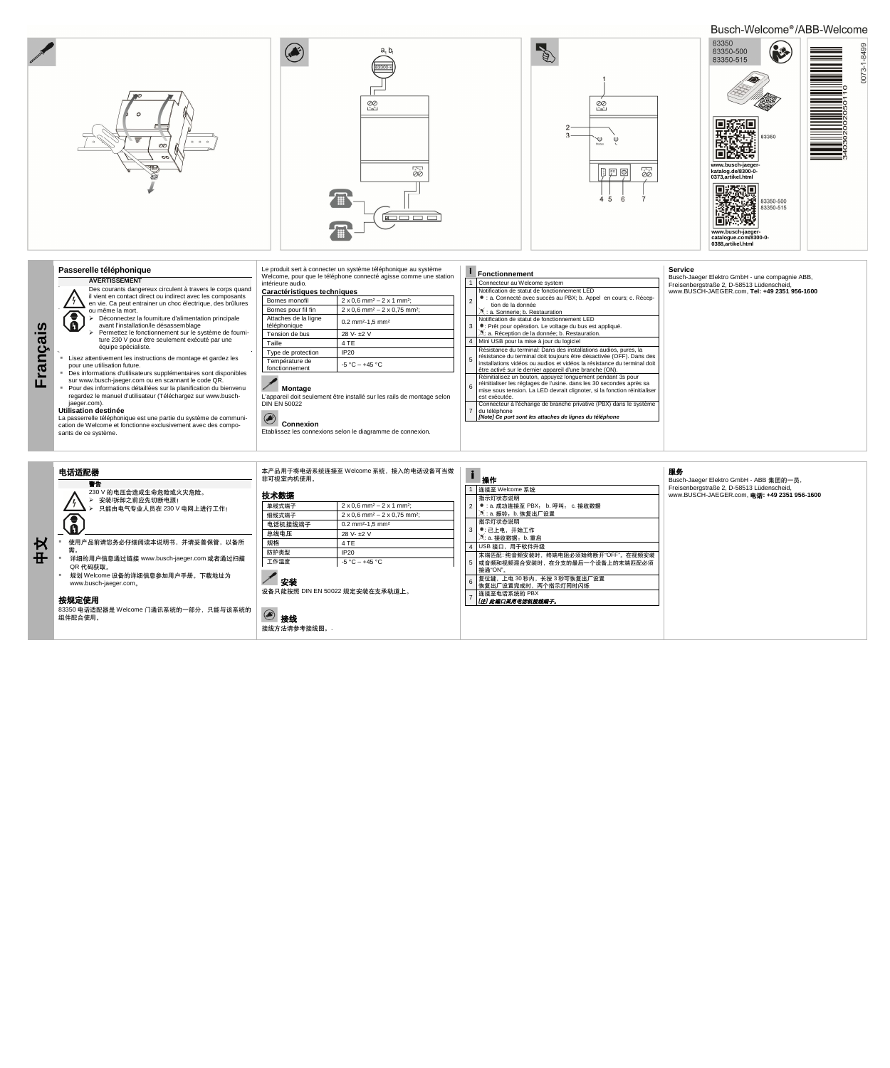Busch-Welcome®/ABB-Welcome

a, b

83350
83350-500
83350-515

www.busch-jaeger-katalog.de/8300-0-0373,artikel.html

83350

www.busch-jaeger-catalogue.com/8300-0-0388,artikel.html

83350-500
83350-515

1
2
3
4 5 6 7

0073-1-8499

# Français

## Passerelle téléphonique

**AVERTISSEMENT**

Des courants dangereux circulent à travers le corps quand il vient en contact direct ou indirect avec les composants en vie. Ca peut entraîner un choc électrique, des brûlures ou même la mort.

- Déconnectez la fourniture d'alimentation principale avant l'installation/le désassemblage
- Permettez le fonctionnement sur le système de fourniture 230 V pour être seulement exécuté par une équipe spécialiste.

- Lisez attentivement les instructions de montage et gardez les pour une utilisation future.
- Des informations d'utilisateurs supplémentaires sont disponibles sur www.busch-jaeger.com ou en scannant le code QR.
- Pour des informations détaillées sur la planification du bienvenu regardez le manuel d'utilisateur (Téléchargez sur www.busch-jaeger.com).

### Utilisation destinée

La passerelle téléphonique est une partie du système de communication de Welcome et fonctionne exclusivement avec des composants de ce système.

Le produit sert à connecter un système téléphonique au système Welcome, pour que le téléphone connecté agisse comme une station intérieure audio.

### Caractéristiques techniques

| | |
|---|---|
| Bornes monofil | 2 x 0,6 mm² – 2 x 1 mm²; |
| Bornes pour fil fin | 2 x 0,6 mm² – 2 x 0,75 mm²; |
| Attaches de la ligne téléphonique | 0.2 mm²-1,5 mm² |
| Tension de bus | 28 V- ±2 V |
| Taille | 4 TE |
| Type de protection | IP20 |
| Température de fonctionnement | -5 °C – +45 °C |

### Montage

L'appareil doit seulement être installé sur les rails de montage selon DIN EN 50022

### Connexion

Etablissez les connexions selon le diagramme de connexion.

### Fonctionnement

| | |
|---|---|
| 1 | Connecteur au Welcome system |
| 2 | Notification de statut de fonctionnement LED<br>●: a. Connecté avec succès au PBX; b. Appel en cours; c. Réception de la donnée<br>☀: a. Sonnerie; b. Restauration |
| 3 | Notification de statut de fonctionnement LED<br>●: Prêt pour opération. Le voltage du bus est appliqué.<br>☀: a. Réception de la donnée; b. Restauration. |
| 4 | Mini USB pour la mise à jour du logiciel |
| 5 | Résistance du terminal: Dans des installations audios, pures, la résistance du terminal doit toujours être désactivée (OFF). Dans des installations vidéos ou audios et vidéos la résistance du terminal doit être activé sur le dernier appareil d'une branche (ON). |
| 6 | Réinitialisez un bouton, appuyez longuement pendant 3s pour réinitialiser les réglages de l'usine. dans les 30 secondes après sa mise sous tension. La LED devrait clignoter, si la fonction réinitialiser est exécutée. |
| 7 | Connecteur à l'échange de branche privative (PBX) dans le système du téléphone<br>***[Note] Ce port sont les attaches de lignes du téléphone*** |

### Service

Busch-Jaeger Elektro GmbH - une compagnie ABB,
Freisenbergstraße 2, D-58513 Lüdenscheid,
www.BUSCH-JAEGER.com, **Tel: +49 2351 956-1600**

# 中文

## 电话适配器

**警告**

230 V 的电压会造成生命危险或火灾危险。

- 安装/拆卸之前应先切断电源！
- 只能由电气专业人员在 230 V 电网上进行工作！

- 使用产品前请您务必仔细阅读本说明书，并请妥善保管，以备所需。
- 详细的用户信息通过链接 www.busch-jaeger.com 或者通过扫描 QR 代码获取。
- 规划 Welcome 设备的详细信息参加用户手册。下载地址为 www.busch-jaeger.com。

### 按规定使用

83350 电话适配器是 Welcome 门通讯系统的一部分，只能与该系统的组件配合使用。

本产品用于将电话系统连接至 Welcome 系统，接入的电话设备可当做非可视室内机使用。

### 技术数据

| | |
|---|---|
| 单线式端子 | 2 x 0,6 mm² – 2 x 1 mm²; |
| 细线式端子 | 2 x 0,6 mm² – 2 x 0,75 mm²; |
| 电话机接线端子 | 0.2 mm²-1,5 mm² |
| 总线电压 | 28 V- ±2 V |
| 规格 | 4 TE |
| 防护类型 | IP20 |
| 工作温度 | -5 °C – +45 °C |

### 安装

设备只能按照 DIN EN 50022 规定安装在支承轨道上。

### 接线

接线方法请参考接线图。.

### 操作

| | |
|---|---|
| 1 | 连接至 Welcome 系统 |
| 2 | 指示灯状态说明<br>●: a. 成功连接至 PBX；b. 呼叫；c. 接收数据<br>☀: a. 振铃；b. 恢复出厂设置 |
| 3 | 指示灯状态说明<br>●: 已上电，开始工作<br>☀: a. 接收数据，b. 重启 |
| 4 | USB 接口，用于软件升级 |
| 5 | 末端匹配: 纯音频安装时，终端电阻必须始终断开"OFF"。在视频安装或音频和视频混合安装时，在分支的最后一个设备上的末端匹配必须接通"ON"。 |
| 6 | 复位键，上电 30 秒内，长按 3 秒可恢复出厂设置<br>恢复出厂设置完成时，两个指示灯同时闪烁 |
| 7 | 连接至电话系统的 PBX<br>***[注] 此端口采用电话机接线端子。*** |

### 服务

Busch-Jaeger Elektro GmbH - ABB 集团的一员,
Freisenbergstraße 2, D-58513 Lüdenscheid,
www.BUSCH-JAEGER.com, **电话: +49 2351 956-1600**